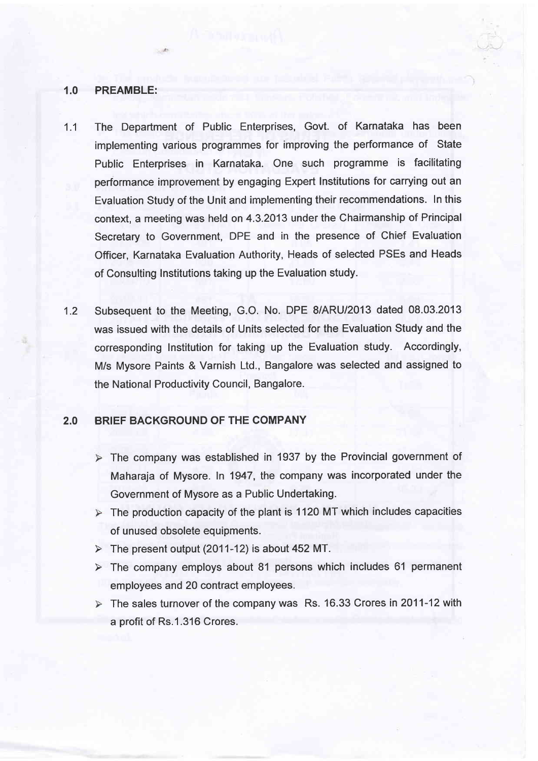## 1.0 PREAMBLE:

1.1 The Department of Public Enterprises, Govt. of Karnataka has been implementing various programmes for improving the performance of State Public Enterprises in Karnataka. One such programme is facilitating performance improvement by engaging Expert Institutions for carrying out an Evaluation Study of the Unit and implementing their recommendations. In this context, a meeting was held on 4.3.2013 under the Chairmanship of Principal Secretary to Government, DPE and in the presence of Chief Evaluation Officer, Karnataka Evaluation Authority, Heads of selected PSEs and Heads of Consulting Institutions taking up the Evaluation study.

1.2 Subsequent to the Meeting, G.O. No. DPE 8/ARU/2013 dated 08.03.2013 was issued with the details of Units selected for the Evaluation Study and the corresponding Institution for taking up the Evaluation study. Accordingly, M/s Mysore Paints & Varnish Ltd., Bangalore was selected and assigned to the National Productivity Council, Bangalore.

## 2.0 BRIEF BACKGROUND OF THE COMPANY

- The company was established in 1937 by the Provincial government of Maharaja of Mysore. In 1947, the company was incorporated under the Government of Mysore as a Public Undertaking.
- The production capacity of the plant is 1120 MT which includes capacities of unused obsolete equipments.
- The present output (2011-12) is about 452 MT.
- The company employs about 81 persons which includes 61 permanent employees and 20 contract employees.
- The sales turnover of the company was Rs. 16.33 Crores in 2011-12 with a profit of Rs.1.316 Crores.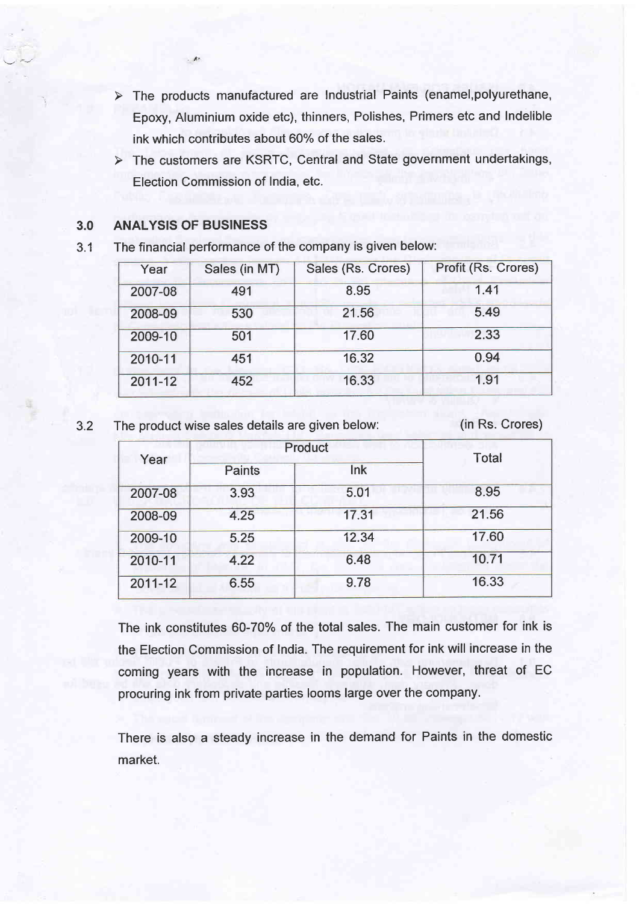- The products manufactured are Industrial Paints (enamel,polyurethane, Epoxy, Aluminium oxide etc), thinners, Polishes, Primers etc and Indelible ink which contributes about 60% of the sales.
- The customers are KSRTC, Central and State government undertakings, Election Commission of India, etc.

## 3.0 ANALYSIS OF BUSINESS

3.1 The financial performance of the company is given below:

| Year | Sales (in MT) | Sales (Rs. Crores) | Profit (Rs. Crores) |
|---|---|---|---|
| 2007-08 | 491 | 8.95 | 1.41 |
| 2008-09 | 530 | 21.56 | 5.49 |
| 2009-10 | 501 | 17.60 | 2.33 |
| 2010-11 | 451 | 16.32 | 0.94 |
| 2011-12 | 452 | 16.33 | 1.91 |

3.2 The product wise sales details are given below: (in Rs. Crores)

| Year | Product | | Total |
|---|---|---|---|
| | Paints | Ink | |
| 2007-08 | 3.93 | 5.01 | 8.95 |
| 2008-09 | 4.25 | 17.31 | 21.56 |
| 2009-10 | 5.25 | 12.34 | 17.60 |
| 2010-11 | 4.22 | 6.48 | 10.71 |
| 2011-12 | 6.55 | 9.78 | 16.33 |

The ink constitutes 60-70% of the total sales. The main customer for ink is the Election Commission of India. The requirement for ink will increase in the coming years with the increase in population. However, threat of EC procuring ink from private parties looms large over the company.

There is also a steady increase in the demand for Paints in the domestic market.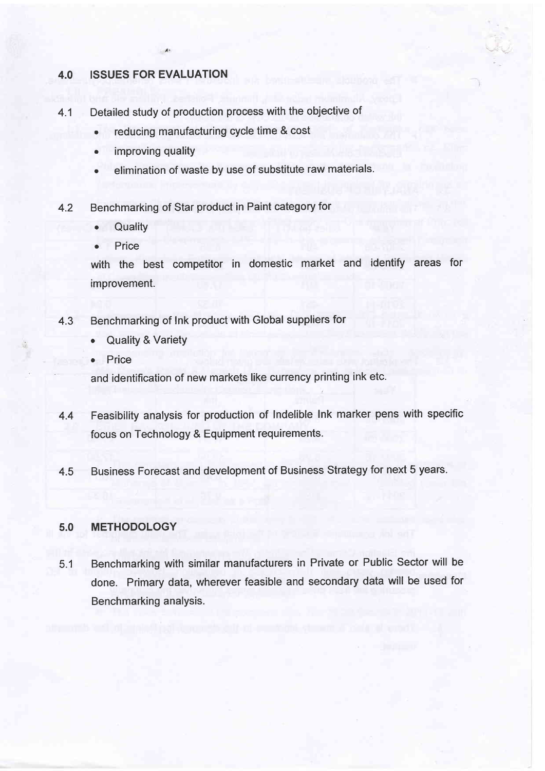## 4.0 ISSUES FOR EVALUATION

4.1 Detailed study of production process with the objective of

- reducing manufacturing cycle time & cost
- improving quality
- elimination of waste by use of substitute raw materials.

4.2 Benchmarking of Star product in Paint category for

- Quality
- Price

with the best competitor in domestic market and identify areas for improvement.

4.3 Benchmarking of Ink product with Global suppliers for

- Quality & Variety
- Price

and identification of new markets like currency printing ink etc.

4.4 Feasibility analysis for production of Indelible Ink marker pens with specific focus on Technology & Equipment requirements.

4.5 Business Forecast and development of Business Strategy for next 5 years.

## 5.0 METHODOLOGY

5.1 Benchmarking with similar manufacturers in Private or Public Sector will be done. Primary data, wherever feasible and secondary data will be used for Benchmarking analysis.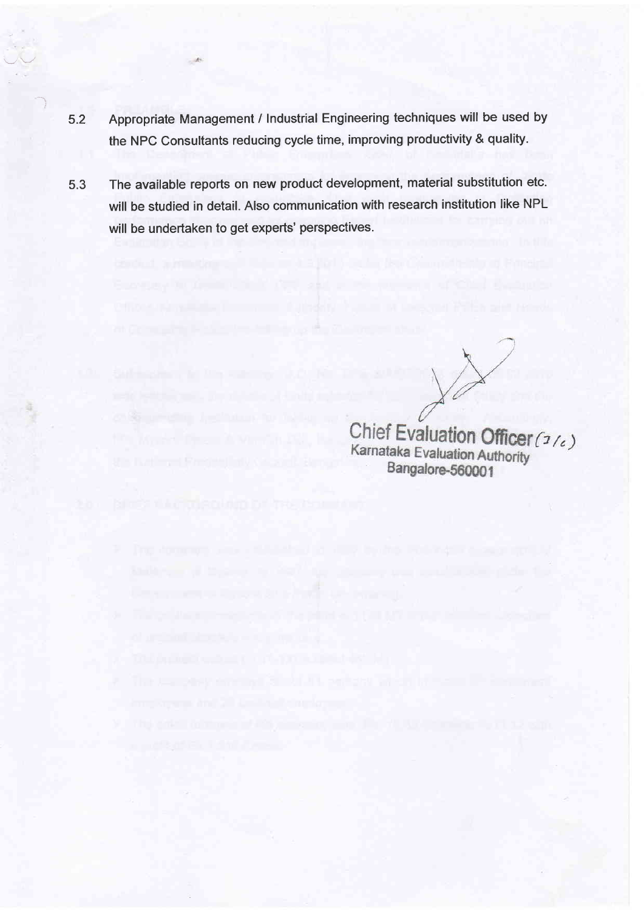5.2 Appropriate Management / Industrial Engineering techniques will be used by the NPC Consultants reducing cycle time, improving productivity & quality.

5.3 The available reports on new product development, material substitution etc. will be studied in detail. Also communication with research institution like NPL will be undertaken to get experts' perspectives.

Chief Evaluation Officer (I/c)
Karnataka Evaluation Authority
Bangalore-560001